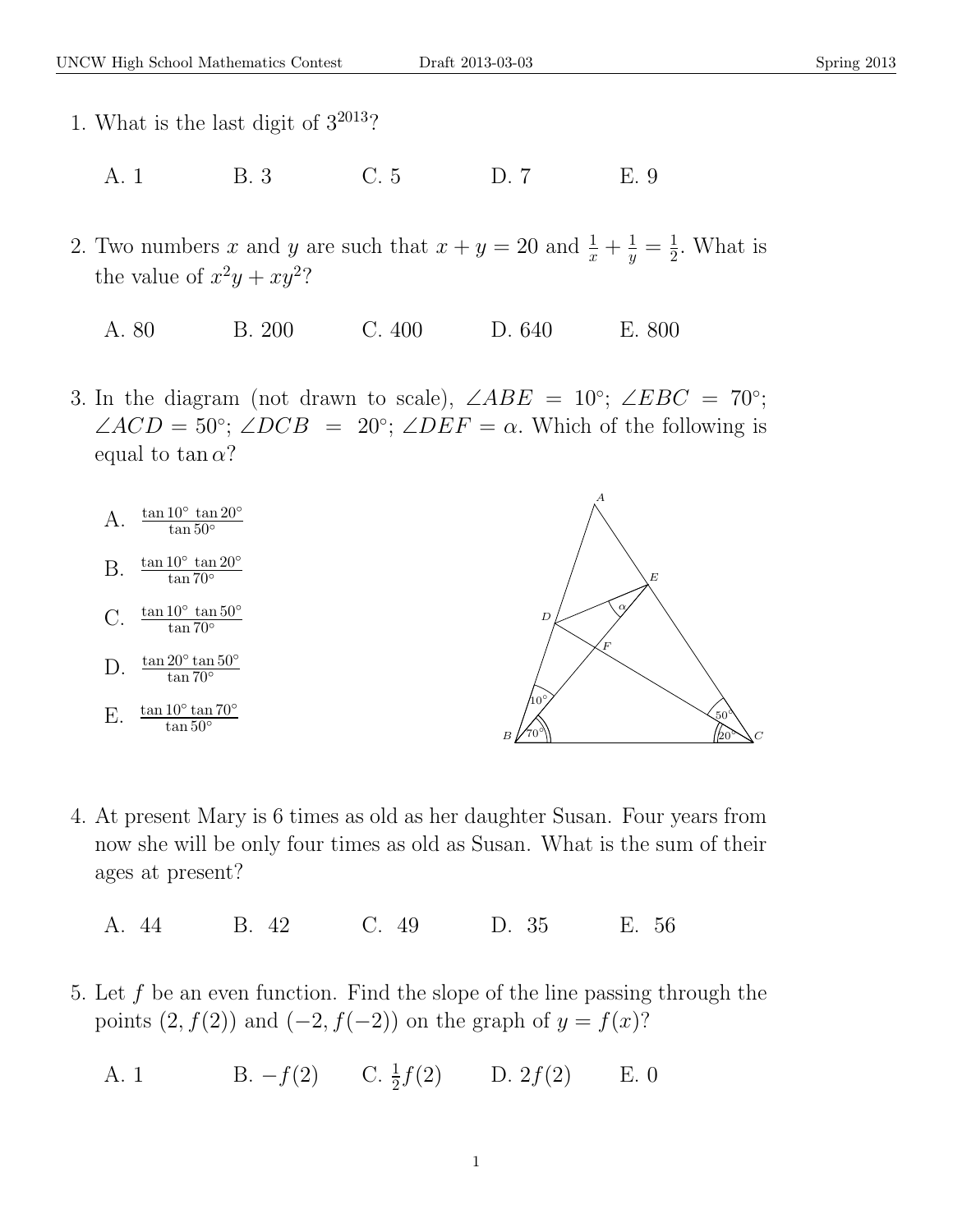1. What is the last digit of $3^{2013}$?

   A. 1 B. 3 C. 5 D. 7 E. 9

2. Two numbers $x$ and $y$ are such that $x + y = 20$ and $\frac{1}{x} + \frac{1}{y} = \frac{1}{2}$. What is the value of $x^2y + xy^2$?

   A. 80 B. 200 C. 400 D. 640 E. 800

3. In the diagram (not drawn to scale), $\angle ABE = 10°$; $\angle EBC = 70°$; $\angle ACD = 50°$; $\angle DCB = 20°$; $\angle DEF = \alpha$. Which of the following is equal to $\tan\alpha$?

   A. $\frac{\tan 10° \ \tan 20°}{\tan 50°}$

   B. $\frac{\tan 10° \ \tan 20°}{\tan 70°}$

   C. $\frac{\tan 10° \ \tan 50°}{\tan 70°}$

   D. $\frac{\tan 20° \tan 50°}{\tan 70°}$

   E. $\frac{\tan 10° \tan 70°}{\tan 50°}$

4. At present Mary is 6 times as old as her daughter Susan. Four years from now she will be only four times as old as Susan. What is the sum of their ages at present?

   A. 44 B. 42 C. 49 D. 35 E. 56

5. Let $f$ be an even function. Find the slope of the line passing through the points $(2, f(2))$ and $(-2, f(-2))$ on the graph of $y = f(x)$?

   A. 1 B. $-f(2)$ C. $\frac{1}{2}f(2)$ D. $2f(2)$ E. 0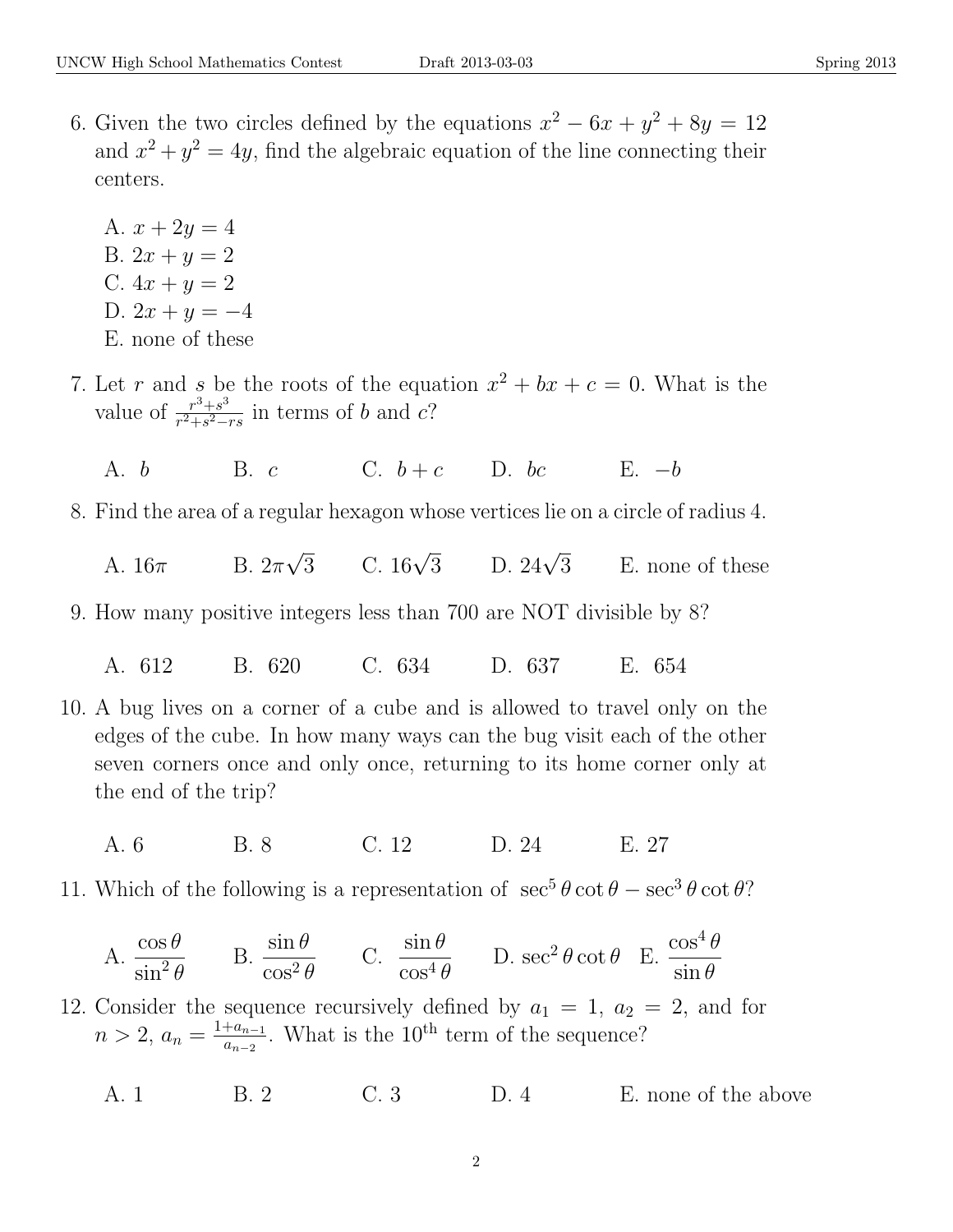6. Given the two circles defined by the equations $x^2 - 6x + y^2 + 8y = 12$ and $x^2 + y^2 = 4y$, find the algebraic equation of the line connecting their centers.

   A. $x + 2y = 4$
   B. $2x + y = 2$
   C. $4x + y = 2$
   D. $2x + y = -4$
   E. none of these

7. Let $r$ and $s$ be the roots of the equation $x^2 + bx + c = 0$. What is the value of $\frac{r^3+s^3}{r^2+s^2-rs}$ in terms of $b$ and $c$?

   A. $b$ B. $c$ C. $b + c$ D. $bc$ E. $-b$

8. Find the area of a regular hexagon whose vertices lie on a circle of radius 4.

   A. $16\pi$ B. $2\pi\sqrt{3}$ C. $16\sqrt{3}$ D. $24\sqrt{3}$ E. none of these

9. How many positive integers less than 700 are NOT divisible by 8?

   A. 612 B. 620 C. 634 D. 637 E. 654

10. A bug lives on a corner of a cube and is allowed to travel only on the edges of the cube. In how many ways can the bug visit each of the other seven corners once and only once, returning to its home corner only at the end of the trip?

    A. 6 B. 8 C. 12 D. 24 E. 27

11. Which of the following is a representation of $\sec^5\theta\cot\theta - \sec^3\theta\cot\theta$?

    A. $\dfrac{\cos\theta}{\sin^2\theta}$ B. $\dfrac{\sin\theta}{\cos^2\theta}$ C. $\dfrac{\sin\theta}{\cos^4\theta}$ D. $\sec^2\theta\cot\theta$ E. $\dfrac{\cos^4\theta}{\sin\theta}$

12. Consider the sequence recursively defined by $a_1 = 1$, $a_2 = 2$, and for $n > 2$, $a_n = \frac{1+a_{n-1}}{a_{n-2}}$. What is the $10^{\text{th}}$ term of the sequence?

    A. 1 B. 2 C. 3 D. 4 E. none of the above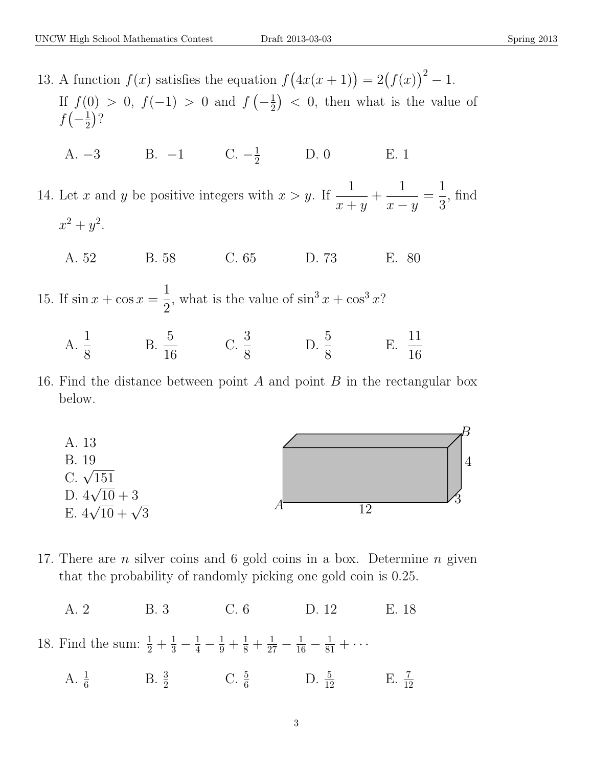13. A function $f(x)$ satisfies the equation $f\big(4x(x+1)\big) = 2\big(f(x)\big)^2 - 1$.
If $f(0) > 0$, $f(-1) > 0$ and $f\left(-\frac{1}{2}\right) < 0$, then what is the value of $f\left(-\frac{1}{2}\right)$?

A. $-3$  B. $-1$  C. $-\frac{1}{2}$  D. 0  E. 1

14. Let $x$ and $y$ be positive integers with $x > y$. If $\dfrac{1}{x+y} + \dfrac{1}{x-y} = \dfrac{1}{3}$, find $x^2 + y^2$.

A. 52  B. 58  C. 65  D. 73  E. 80

15. If $\sin x + \cos x = \dfrac{1}{2}$, what is the value of $\sin^3 x + \cos^3 x$?

A. $\dfrac{1}{8}$  B. $\dfrac{5}{16}$  C. $\dfrac{3}{8}$  D. $\dfrac{5}{8}$  E. $\dfrac{11}{16}$

16. Find the distance between point $A$ and point $B$ in the rectangular box below.

A. 13
B. 19
C. $\sqrt{151}$
D. $4\sqrt{10} + 3$
E. $4\sqrt{10} + \sqrt{3}$

17. There are $n$ silver coins and 6 gold coins in a box. Determine $n$ given that the probability of randomly picking one gold coin is 0.25.

A. 2  B. 3  C. 6  D. 12  E. 18

18. Find the sum: $\frac{1}{2} + \frac{1}{3} - \frac{1}{4} - \frac{1}{9} + \frac{1}{8} + \frac{1}{27} - \frac{1}{16} - \frac{1}{81} + \cdots$

A. $\frac{1}{6}$  B. $\frac{3}{2}$  C. $\frac{5}{6}$  D. $\frac{5}{12}$  E. $\frac{7}{12}$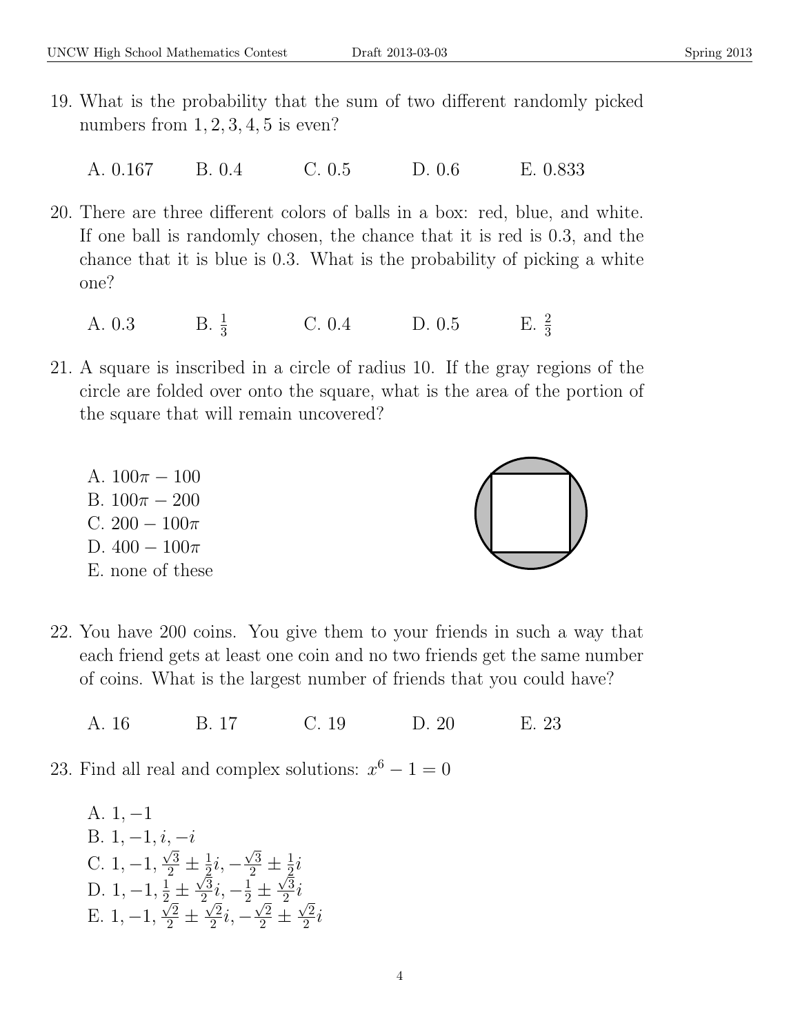19. What is the probability that the sum of two different randomly picked numbers from $1, 2, 3, 4, 5$ is even?

    A. 0.167  B. 0.4  C. 0.5  D. 0.6  E. 0.833

20. There are three different colors of balls in a box: red, blue, and white. If one ball is randomly chosen, the chance that it is red is 0.3, and the chance that it is blue is 0.3. What is the probability of picking a white one?

    A. 0.3  B. $\frac{1}{3}$  C. 0.4  D. 0.5  E. $\frac{2}{3}$

21. A square is inscribed in a circle of radius 10. If the gray regions of the circle are folded over onto the square, what is the area of the portion of the square that will remain uncovered?

    A. $100\pi - 100$
    B. $100\pi - 200$
    C. $200 - 100\pi$
    D. $400 - 100\pi$
    E. none of these

22. You have 200 coins. You give them to your friends in such a way that each friend gets at least one coin and no two friends get the same number of coins. What is the largest number of friends that you could have?

    A. 16  B. 17  C. 19  D. 20  E. 23

23. Find all real and complex solutions: $x^6 - 1 = 0$

    A. $1, -1$
    B. $1, -1, i, -i$
    C. $1, -1, \frac{\sqrt{3}}{2} \pm \frac{1}{2}i, -\frac{\sqrt{3}}{2} \pm \frac{1}{2}i$
    D. $1, -1, \frac{1}{2} \pm \frac{\sqrt{3}}{2}i, -\frac{1}{2} \pm \frac{\sqrt{3}}{2}i$
    E. $1, -1, \frac{\sqrt{2}}{2} \pm \frac{\sqrt{2}}{2}i, -\frac{\sqrt{2}}{2} \pm \frac{\sqrt{2}}{2}i$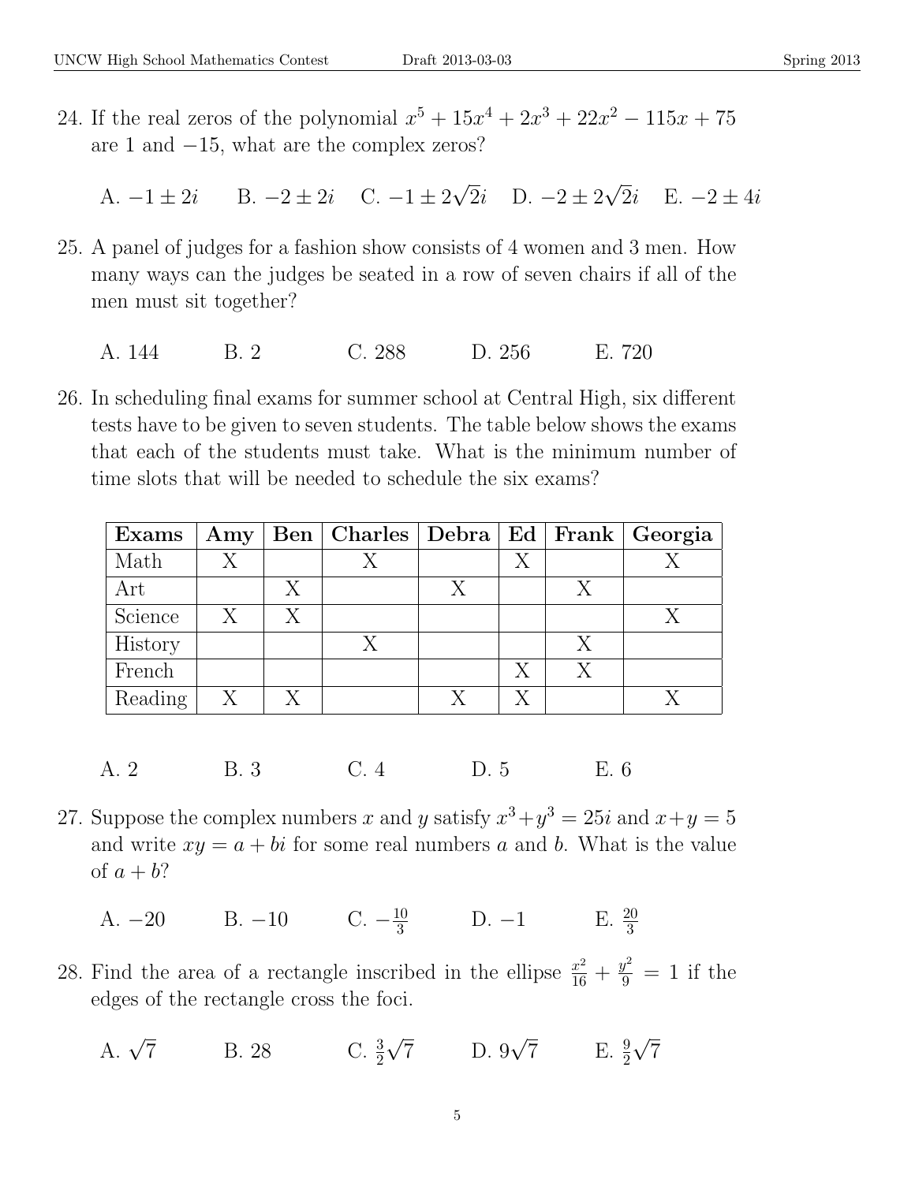24. If the real zeros of the polynomial $x^5 + 15x^4 + 2x^3 + 22x^2 - 115x + 75$ are 1 and $-15$, what are the complex zeros?

    A. $-1 \pm 2i$ B. $-2 \pm 2i$ C. $-1 \pm 2\sqrt{2}i$ D. $-2 \pm 2\sqrt{2}i$ E. $-2 \pm 4i$

25. A panel of judges for a fashion show consists of 4 women and 3 men. How many ways can the judges be seated in a row of seven chairs if all of the men must sit together?

    A. 144 B. 2 C. 288 D. 256 E. 720

26. In scheduling final exams for summer school at Central High, six different tests have to be given to seven students. The table below shows the exams that each of the students must take. What is the minimum number of time slots that will be needed to schedule the six exams?

| Exams | Amy | Ben | Charles | Debra | Ed | Frank | Georgia |
|---|---|---|---|---|---|---|---|
| Math | X | | X | | X | | X |
| Art | | X | | X | | X | |
| Science | X | X | | | | | X |
| History | | | X | | | X | |
| French | | | | | X | X | |
| Reading | X | X | | X | X | | X |

    A. 2 B. 3 C. 4 D. 5 E. 6

27. Suppose the complex numbers $x$ and $y$ satisfy $x^3 + y^3 = 25i$ and $x + y = 5$ and write $xy = a + bi$ for some real numbers $a$ and $b$. What is the value of $a + b$?

    A. $-20$ B. $-10$ C. $-\frac{10}{3}$ D. $-1$ E. $\frac{20}{3}$

28. Find the area of a rectangle inscribed in the ellipse $\frac{x^2}{16} + \frac{y^2}{9} = 1$ if the edges of the rectangle cross the foci.

    A. $\sqrt{7}$ B. 28 C. $\frac{3}{2}\sqrt{7}$ D. $9\sqrt{7}$ E. $\frac{9}{2}\sqrt{7}$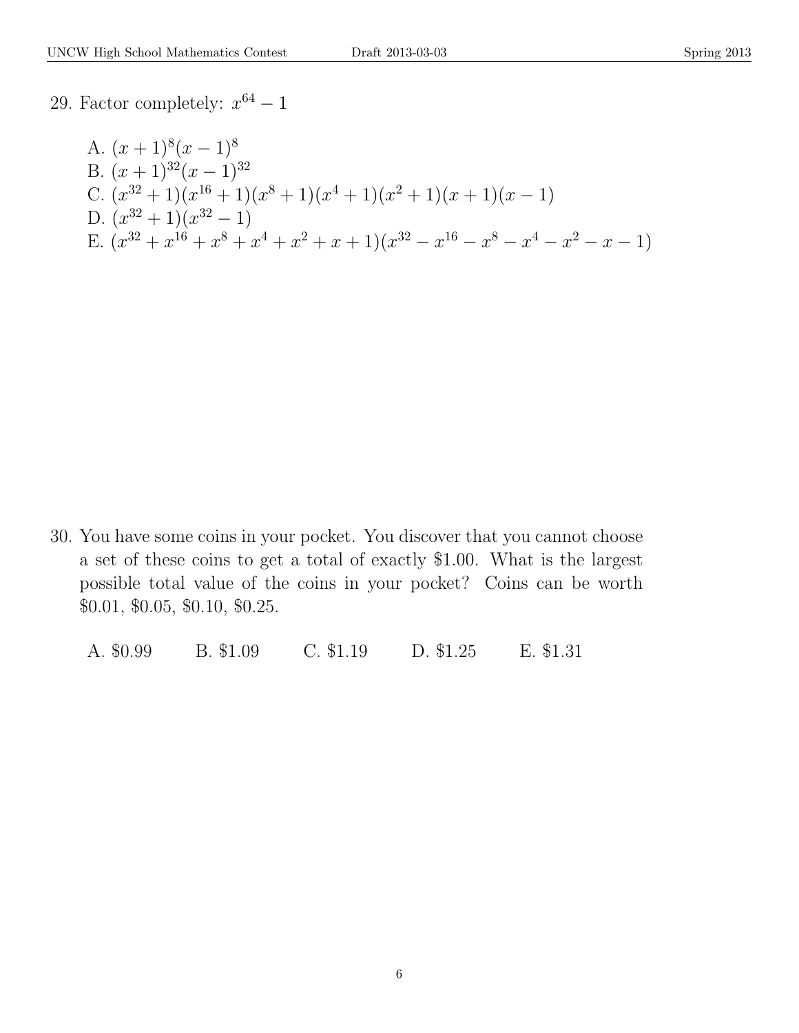29. Factor completely: $x^{64} - 1$

    A. $(x + 1)^8(x - 1)^8$
    B. $(x + 1)^{32}(x - 1)^{32}$
    C. $(x^{32} + 1)(x^{16} + 1)(x^8 + 1)(x^4 + 1)(x^2 + 1)(x + 1)(x - 1)$
    D. $(x^{32} + 1)(x^{32} - 1)$
    E. $(x^{32} + x^{16} + x^8 + x^4 + x^2 + x + 1)(x^{32} - x^{16} - x^8 - x^4 - x^2 - x - 1)$

30. You have some coins in your pocket. You discover that you cannot choose a set of these coins to get a total of exactly $1.00. What is the largest possible total value of the coins in your pocket? Coins can be worth $0.01, $0.05, $0.10, $0.25.

    A. $0.99 B. $1.09 C. $1.19 D. $1.25 E. $1.31